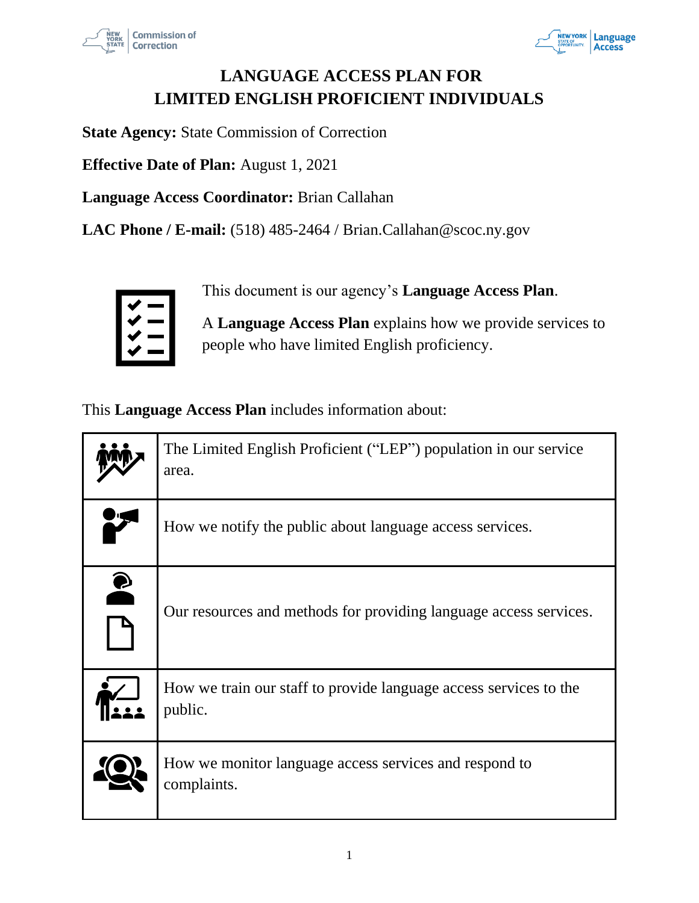# LANGUAGE ACCESS PLAN FOR LIMITED ENGLISH PROFICIENT INDIVIDUALS

**State Agency:** State Commission of Correction

**Effective Date of Plan:** August 1, 2021

**Language Access Coordinator:** Brian Callahan

**LAC Phone / E-mail:** (518) 485-2464 / Brian.Callahan@scoc.ny.gov

This document is our agency's **Language Access Plan**.

A **Language Access Plan** explains how we provide services to people who have limited English proficiency.

This **Language Access Plan** includes information about:

| | |
|---|---|
| | The Limited English Proficient ("LEP") population in our service area. |
| | How we notify the public about language access services. |
| | Our resources and methods for providing language access services. |
| | How we train our staff to provide language access services to the public. |
| | How we monitor language access services and respond to complaints. |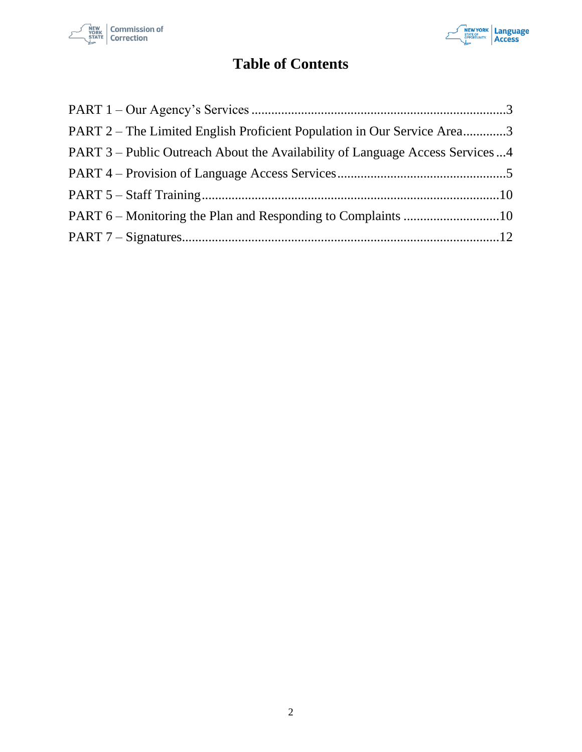# Table of Contents

PART 1 – Our Agency's Services ....................................................................3

PART 2 – The Limited English Proficient Population in Our Service Area............3

PART 3 – Public Outreach About the Availability of Language Access Services ...4

PART 4 – Provision of Language Access Services..................................................5

PART 5 – Staff Training........................................................................................10

PART 6 – Monitoring the Plan and Responding to Complaints ............................10

PART 7 – Signatures..............................................................................................12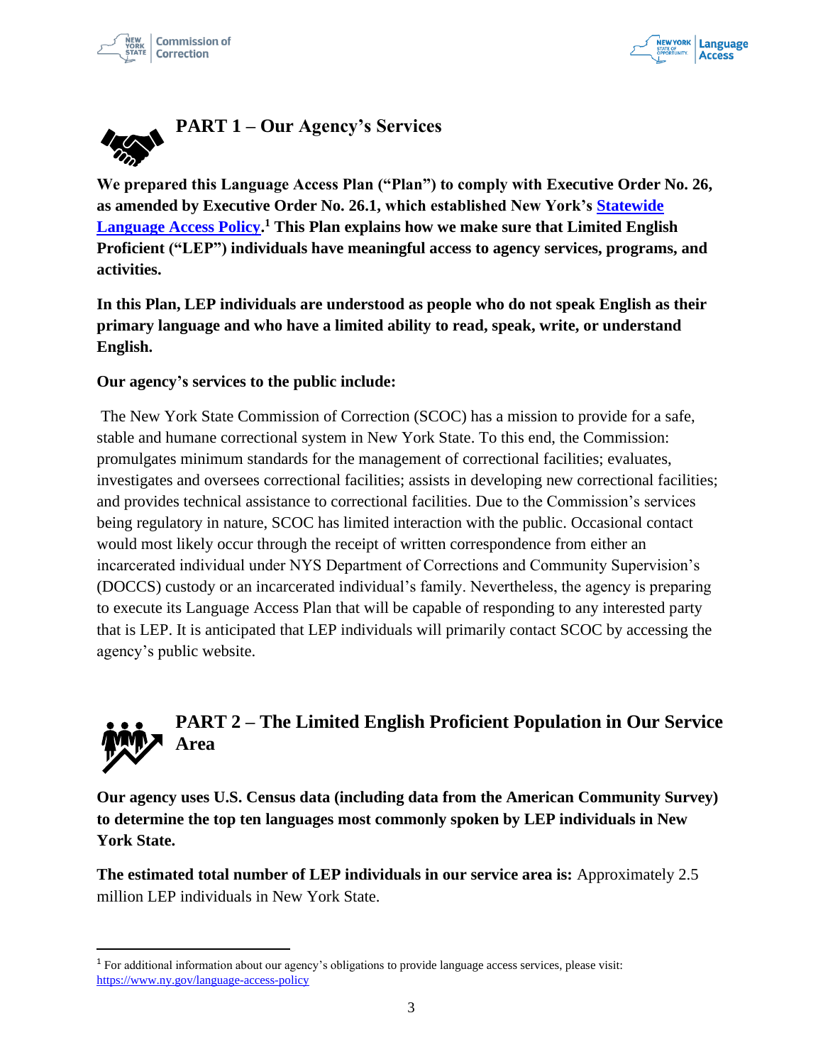## PART 1 – Our Agency's Services

**We prepared this Language Access Plan ("Plan") to comply with Executive Order No. 26, as amended by Executive Order No. 26.1, which established New York's Statewide Language Access Policy.[1] This Plan explains how we make sure that Limited English Proficient ("LEP") individuals have meaningful access to agency services, programs, and activities.**

**In this Plan, LEP individuals are understood as people who do not speak English as their primary language and who have a limited ability to read, speak, write, or understand English.**

**Our agency's services to the public include:**

The New York State Commission of Correction (SCOC) has a mission to provide for a safe, stable and humane correctional system in New York State. To this end, the Commission: promulgates minimum standards for the management of correctional facilities; evaluates, investigates and oversees correctional facilities; assists in developing new correctional facilities; and provides technical assistance to correctional facilities. Due to the Commission's services being regulatory in nature, SCOC has limited interaction with the public. Occasional contact would most likely occur through the receipt of written correspondence from either an incarcerated individual under NYS Department of Corrections and Community Supervision's (DOCCS) custody or an incarcerated individual's family. Nevertheless, the agency is preparing to execute its Language Access Plan that will be capable of responding to any interested party that is LEP. It is anticipated that LEP individuals will primarily contact SCOC by accessing the agency's public website.

## PART 2 – The Limited English Proficient Population in Our Service Area

**Our agency uses U.S. Census data (including data from the American Community Survey) to determine the top ten languages most commonly spoken by LEP individuals in New York State.**

**The estimated total number of LEP individuals in our service area is:** Approximately 2.5 million LEP individuals in New York State.

---

[1] For additional information about our agency's obligations to provide language access services, please visit: https://www.ny.gov/language-access-policy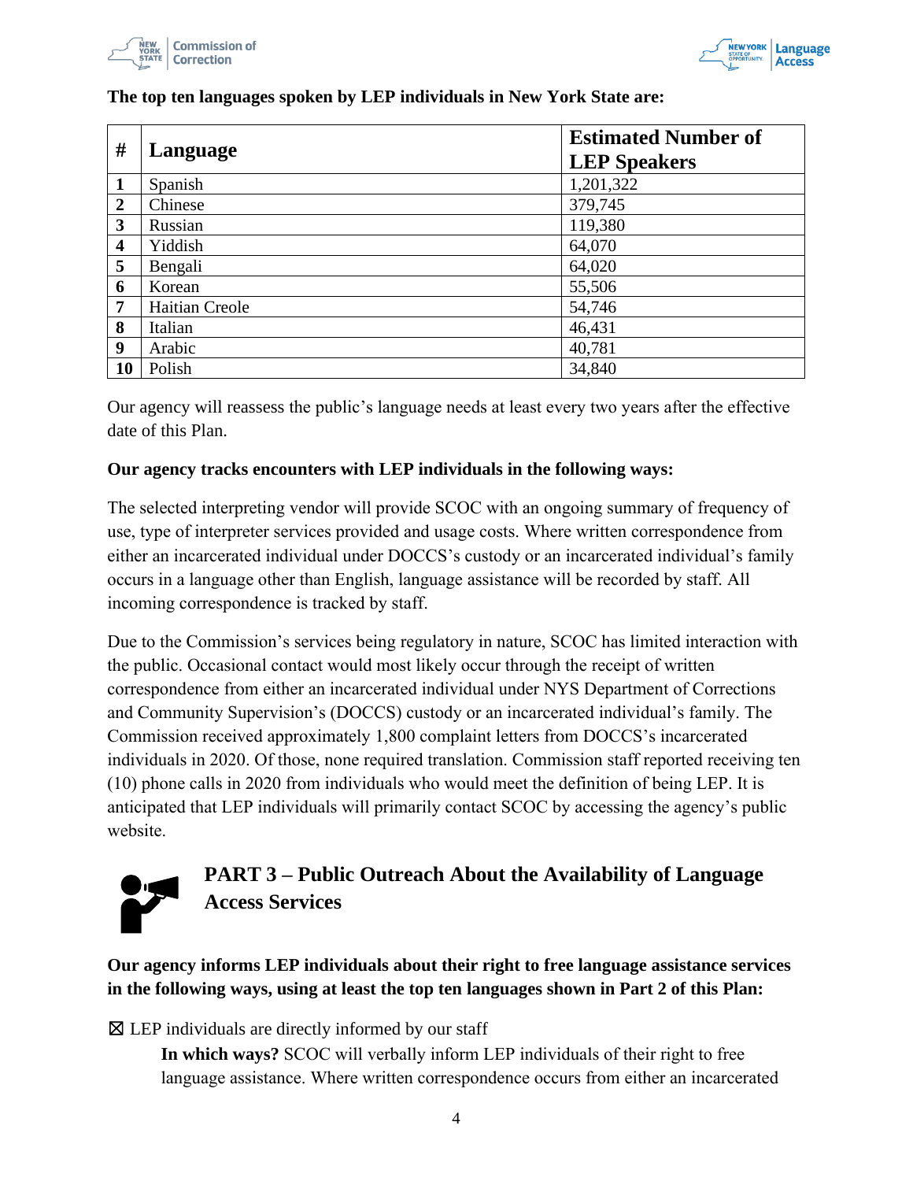**The top ten languages spoken by LEP individuals in New York State are:**

| # | Language | Estimated Number of LEP Speakers |
|---|---|---|
| **1** | Spanish | 1,201,322 |
| **2** | Chinese | 379,745 |
| **3** | Russian | 119,380 |
| **4** | Yiddish | 64,070 |
| **5** | Bengali | 64,020 |
| **6** | Korean | 55,506 |
| **7** | Haitian Creole | 54,746 |
| **8** | Italian | 46,431 |
| **9** | Arabic | 40,781 |
| **10** | Polish | 34,840 |

Our agency will reassess the public's language needs at least every two years after the effective date of this Plan.

**Our agency tracks encounters with LEP individuals in the following ways:**

The selected interpreting vendor will provide SCOC with an ongoing summary of frequency of use, type of interpreter services provided and usage costs. Where written correspondence from either an incarcerated individual under DOCCS's custody or an incarcerated individual's family occurs in a language other than English, language assistance will be recorded by staff. All incoming correspondence is tracked by staff.

Due to the Commission's services being regulatory in nature, SCOC has limited interaction with the public. Occasional contact would most likely occur through the receipt of written correspondence from either an incarcerated individual under NYS Department of Corrections and Community Supervision's (DOCCS) custody or an incarcerated individual's family. The Commission received approximately 1,800 complaint letters from DOCCS's incarcerated individuals in 2020. Of those, none required translation. Commission staff reported receiving ten (10) phone calls in 2020 from individuals who would meet the definition of being LEP. It is anticipated that LEP individuals will primarily contact SCOC by accessing the agency's public website.

## PART 3 – Public Outreach About the Availability of Language Access Services

**Our agency informs LEP individuals about their right to free language assistance services in the following ways, using at least the top ten languages shown in Part 2 of this Plan:**

☒ LEP individuals are directly informed by our staff

**In which ways?** SCOC will verbally inform LEP individuals of their right to free language assistance. Where written correspondence occurs from either an incarcerated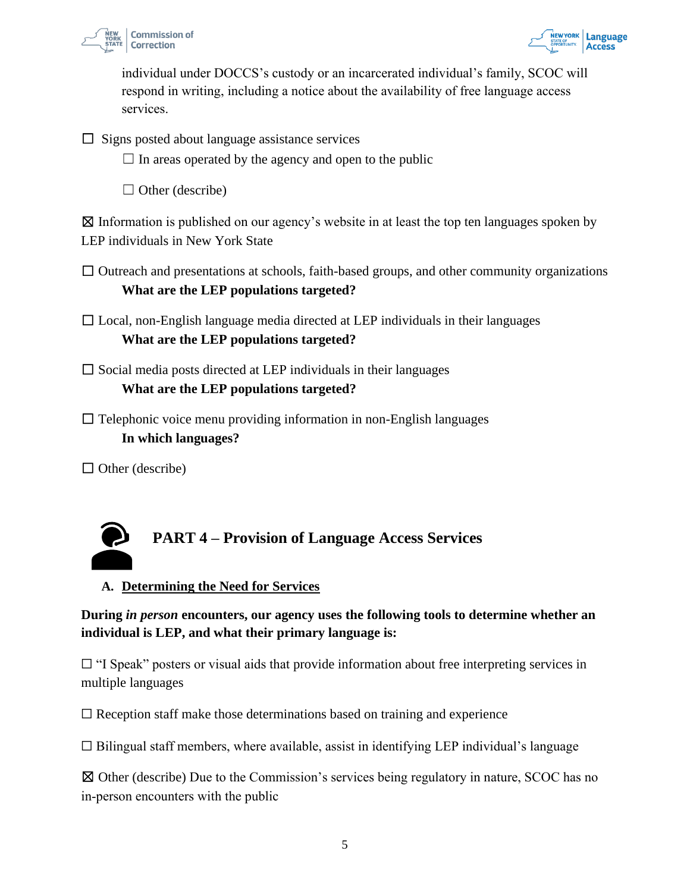individual under DOCCS's custody or an incarcerated individual's family, SCOC will respond in writing, including a notice about the availability of free language access services.

☐ Signs posted about language assistance services

☐ In areas operated by the agency and open to the public

☐ Other (describe)

☒ Information is published on our agency's website in at least the top ten languages spoken by LEP individuals in New York State

☐ Outreach and presentations at schools, faith-based groups, and other community organizations

**What are the LEP populations targeted?**

☐ Local, non-English language media directed at LEP individuals in their languages

**What are the LEP populations targeted?**

☐ Social media posts directed at LEP individuals in their languages

**What are the LEP populations targeted?**

☐ Telephonic voice menu providing information in non-English languages

**In which languages?**

☐ Other (describe)

## PART 4 – Provision of Language Access Services

### A. Determining the Need for Services

**During *in person* encounters, our agency uses the following tools to determine whether an individual is LEP, and what their primary language is:**

☐ "I Speak" posters or visual aids that provide information about free interpreting services in multiple languages

☐ Reception staff make those determinations based on training and experience

☐ Bilingual staff members, where available, assist in identifying LEP individual's language

☒ Other (describe) Due to the Commission's services being regulatory in nature, SCOC has no in-person encounters with the public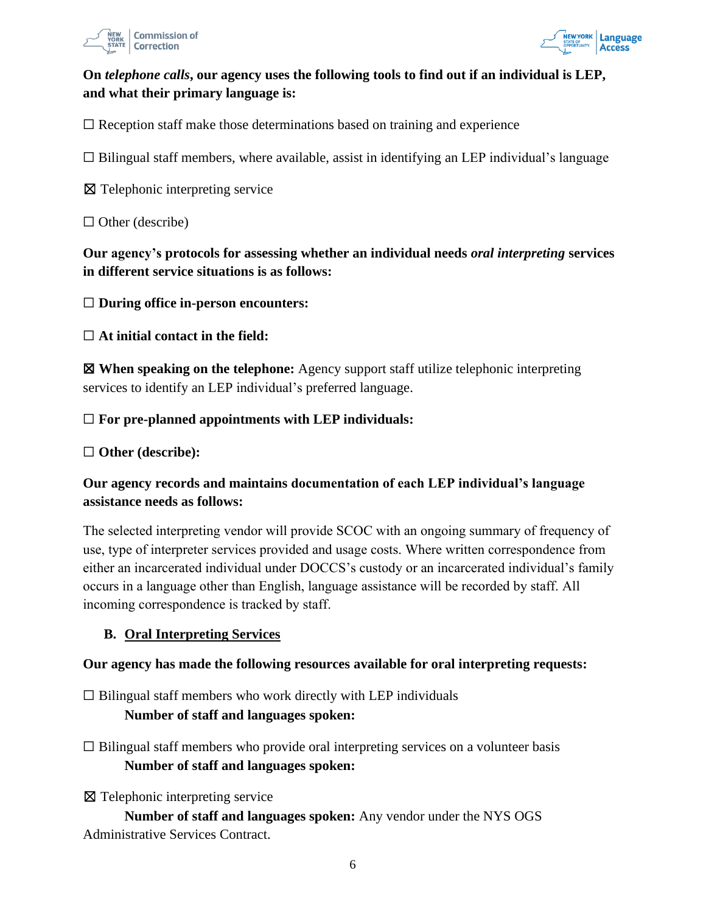**On *telephone calls*, our agency uses the following tools to find out if an individual is LEP, and what their primary language is:**

☐ Reception staff make those determinations based on training and experience

☐ Bilingual staff members, where available, assist in identifying an LEP individual's language

☒ Telephonic interpreting service

☐ Other (describe)

**Our agency's protocols for assessing whether an individual needs *oral interpreting* services in different service situations is as follows:**

☐ **During office in-person encounters:**

☐ **At initial contact in the field:**

☒ **When speaking on the telephone:** Agency support staff utilize telephonic interpreting services to identify an LEP individual's preferred language.

☐ **For pre-planned appointments with LEP individuals:**

☐ **Other (describe):**

**Our agency records and maintains documentation of each LEP individual's language assistance needs as follows:**

The selected interpreting vendor will provide SCOC with an ongoing summary of frequency of use, type of interpreter services provided and usage costs. Where written correspondence from either an incarcerated individual under DOCCS's custody or an incarcerated individual's family occurs in a language other than English, language assistance will be recorded by staff. All incoming correspondence is tracked by staff.

## B. Oral Interpreting Services

**Our agency has made the following resources available for oral interpreting requests:**

☐ Bilingual staff members who work directly with LEP individuals
**Number of staff and languages spoken:**

☐ Bilingual staff members who provide oral interpreting services on a volunteer basis
**Number of staff and languages spoken:**

☒ Telephonic interpreting service
**Number of staff and languages spoken:** Any vendor under the NYS OGS Administrative Services Contract.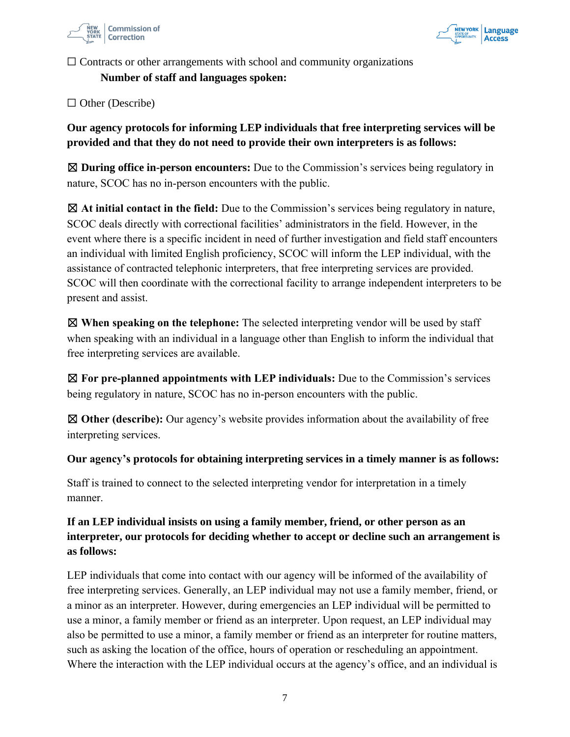☐ Contracts or other arrangements with school and community organizations

**Number of staff and languages spoken:**

☐ Other (Describe)

**Our agency protocols for informing LEP individuals that free interpreting services will be provided and that they do not need to provide their own interpreters is as follows:**

☒ **During office in-person encounters:** Due to the Commission's services being regulatory in nature, SCOC has no in-person encounters with the public.

☒ **At initial contact in the field:** Due to the Commission's services being regulatory in nature, SCOC deals directly with correctional facilities' administrators in the field. However, in the event where there is a specific incident in need of further investigation and field staff encounters an individual with limited English proficiency, SCOC will inform the LEP individual, with the assistance of contracted telephonic interpreters, that free interpreting services are provided. SCOC will then coordinate with the correctional facility to arrange independent interpreters to be present and assist.

☒ **When speaking on the telephone:** The selected interpreting vendor will be used by staff when speaking with an individual in a language other than English to inform the individual that free interpreting services are available.

☒ **For pre-planned appointments with LEP individuals:** Due to the Commission's services being regulatory in nature, SCOC has no in-person encounters with the public.

☒ **Other (describe):** Our agency's website provides information about the availability of free interpreting services.

**Our agency's protocols for obtaining interpreting services in a timely manner is as follows:**

Staff is trained to connect to the selected interpreting vendor for interpretation in a timely manner.

**If an LEP individual insists on using a family member, friend, or other person as an interpreter, our protocols for deciding whether to accept or decline such an arrangement is as follows:**

LEP individuals that come into contact with our agency will be informed of the availability of free interpreting services. Generally, an LEP individual may not use a family member, friend, or a minor as an interpreter. However, during emergencies an LEP individual will be permitted to use a minor, a family member or friend as an interpreter. Upon request, an LEP individual may also be permitted to use a minor, a family member or friend as an interpreter for routine matters, such as asking the location of the office, hours of operation or rescheduling an appointment. Where the interaction with the LEP individual occurs at the agency's office, and an individual is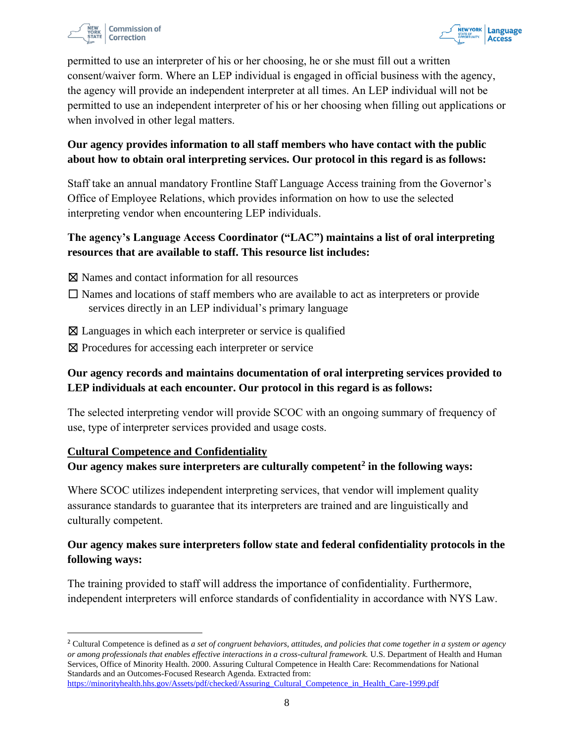permitted to use an interpreter of his or her choosing, he or she must fill out a written consent/waiver form. Where an LEP individual is engaged in official business with the agency, the agency will provide an independent interpreter at all times. An LEP individual will not be permitted to use an independent interpreter of his or her choosing when filling out applications or when involved in other legal matters.

**Our agency provides information to all staff members who have contact with the public about how to obtain oral interpreting services. Our protocol in this regard is as follows:**

Staff take an annual mandatory Frontline Staff Language Access training from the Governor's Office of Employee Relations, which provides information on how to use the selected interpreting vendor when encountering LEP individuals.

**The agency's Language Access Coordinator ("LAC") maintains a list of oral interpreting resources that are available to staff. This resource list includes:**

☒ Names and contact information for all resources

☐ Names and locations of staff members who are available to act as interpreters or provide services directly in an LEP individual's primary language

☒ Languages in which each interpreter or service is qualified

☒ Procedures for accessing each interpreter or service

**Our agency records and maintains documentation of oral interpreting services provided to LEP individuals at each encounter. Our protocol in this regard is as follows:**

The selected interpreting vendor will provide SCOC with an ongoing summary of frequency of use, type of interpreter services provided and usage costs.

## Cultural Competence and Confidentiality

**Our agency makes sure interpreters are culturally competent[2] in the following ways:**

Where SCOC utilizes independent interpreting services, that vendor will implement quality assurance standards to guarantee that its interpreters are trained and are linguistically and culturally competent.

**Our agency makes sure interpreters follow state and federal confidentiality protocols in the following ways:**

The training provided to staff will address the importance of confidentiality. Furthermore, independent interpreters will enforce standards of confidentiality in accordance with NYS Law.

---

[2] Cultural Competence is defined as *a set of congruent behaviors, attitudes, and policies that come together in a system or agency or among professionals that enables effective interactions in a cross-cultural framework.* U.S. Department of Health and Human Services, Office of Minority Health. 2000. Assuring Cultural Competence in Health Care: Recommendations for National Standards and an Outcomes-Focused Research Agenda. Extracted from: https://minorityhealth.hhs.gov/Assets/pdf/checked/Assuring_Cultural_Competence_in_Health_Care-1999.pdf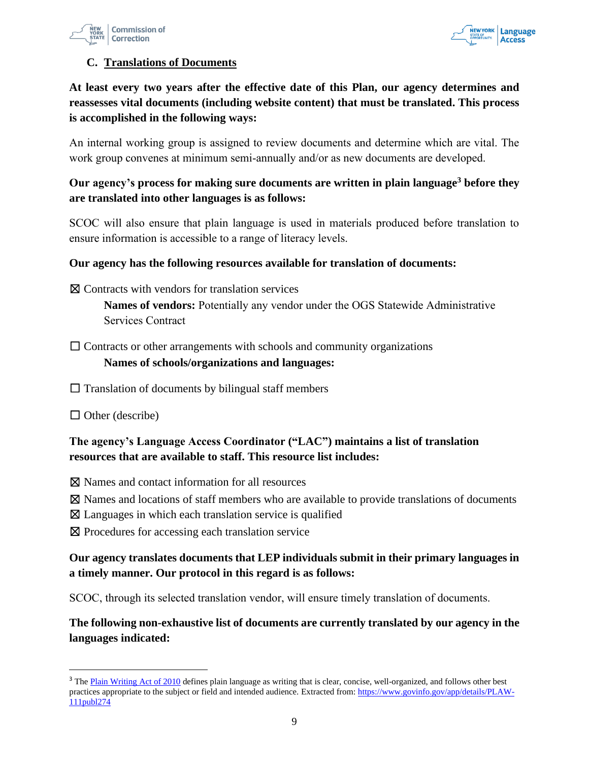### C. Translations of Documents

**At least every two years after the effective date of this Plan, our agency determines and reassesses vital documents (including website content) that must be translated. This process is accomplished in the following ways:**

An internal working group is assigned to review documents and determine which are vital. The work group convenes at minimum semi-annually and/or as new documents are developed.

**Our agency's process for making sure documents are written in plain language[3] before they are translated into other languages is as follows:**

SCOC will also ensure that plain language is used in materials produced before translation to ensure information is accessible to a range of literacy levels.

**Our agency has the following resources available for translation of documents:**

☒ Contracts with vendors for translation services

**Names of vendors:** Potentially any vendor under the OGS Statewide Administrative Services Contract

☐ Contracts or other arrangements with schools and community organizations

**Names of schools/organizations and languages:**

☐ Translation of documents by bilingual staff members

☐ Other (describe)

**The agency's Language Access Coordinator ("LAC") maintains a list of translation resources that are available to staff. This resource list includes:**

☒ Names and contact information for all resources
☒ Names and locations of staff members who are available to provide translations of documents
☒ Languages in which each translation service is qualified
☒ Procedures for accessing each translation service

**Our agency translates documents that LEP individuals submit in their primary languages in a timely manner. Our protocol in this regard is as follows:**

SCOC, through its selected translation vendor, will ensure timely translation of documents.

**The following non-exhaustive list of documents are currently translated by our agency in the languages indicated:**

---

[3] The Plain Writing Act of 2010 defines plain language as writing that is clear, concise, well-organized, and follows other best practices appropriate to the subject or field and intended audience. Extracted from: https://www.govinfo.gov/app/details/PLAW-111publ274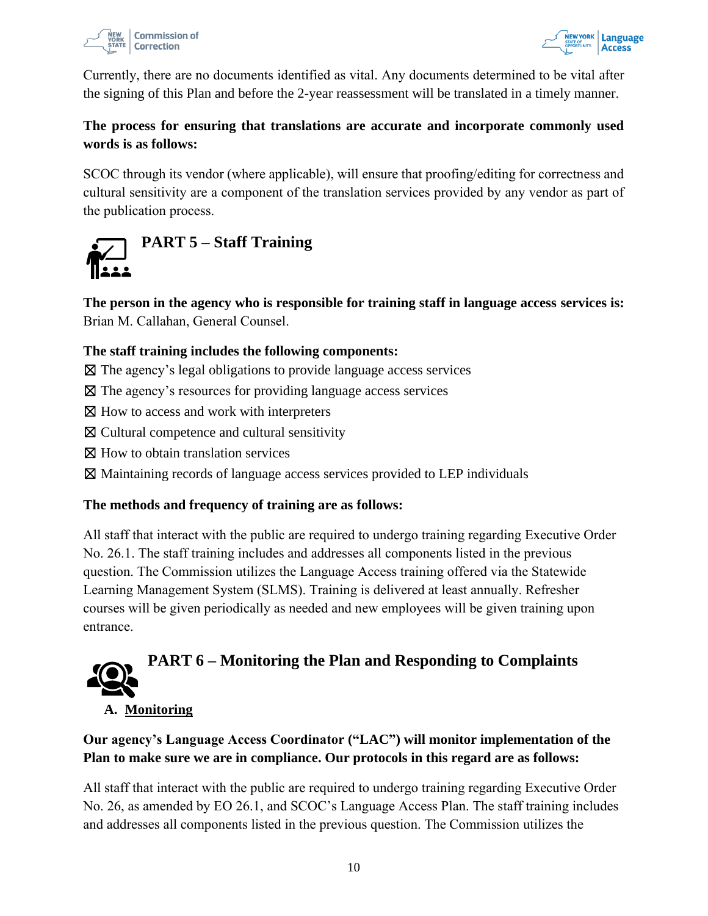Currently, there are no documents identified as vital. Any documents determined to be vital after the signing of this Plan and before the 2-year reassessment will be translated in a timely manner.

**The process for ensuring that translations are accurate and incorporate commonly used words is as follows:**

SCOC through its vendor (where applicable), will ensure that proofing/editing for correctness and cultural sensitivity are a component of the translation services provided by any vendor as part of the publication process.

## PART 5 – Staff Training

**The person in the agency who is responsible for training staff in language access services is:** Brian M. Callahan, General Counsel.

**The staff training includes the following components:**

☒ The agency's legal obligations to provide language access services
☒ The agency's resources for providing language access services
☒ How to access and work with interpreters
☒ Cultural competence and cultural sensitivity
☒ How to obtain translation services
☒ Maintaining records of language access services provided to LEP individuals

**The methods and frequency of training are as follows:**

All staff that interact with the public are required to undergo training regarding Executive Order No. 26.1. The staff training includes and addresses all components listed in the previous question. The Commission utilizes the Language Access training offered via the Statewide Learning Management System (SLMS). Training is delivered at least annually. Refresher courses will be given periodically as needed and new employees will be given training upon entrance.

## PART 6 – Monitoring the Plan and Responding to Complaints

### A. Monitoring

**Our agency's Language Access Coordinator ("LAC") will monitor implementation of the Plan to make sure we are in compliance. Our protocols in this regard are as follows:**

All staff that interact with the public are required to undergo training regarding Executive Order No. 26, as amended by EO 26.1, and SCOC's Language Access Plan. The staff training includes and addresses all components listed in the previous question. The Commission utilizes the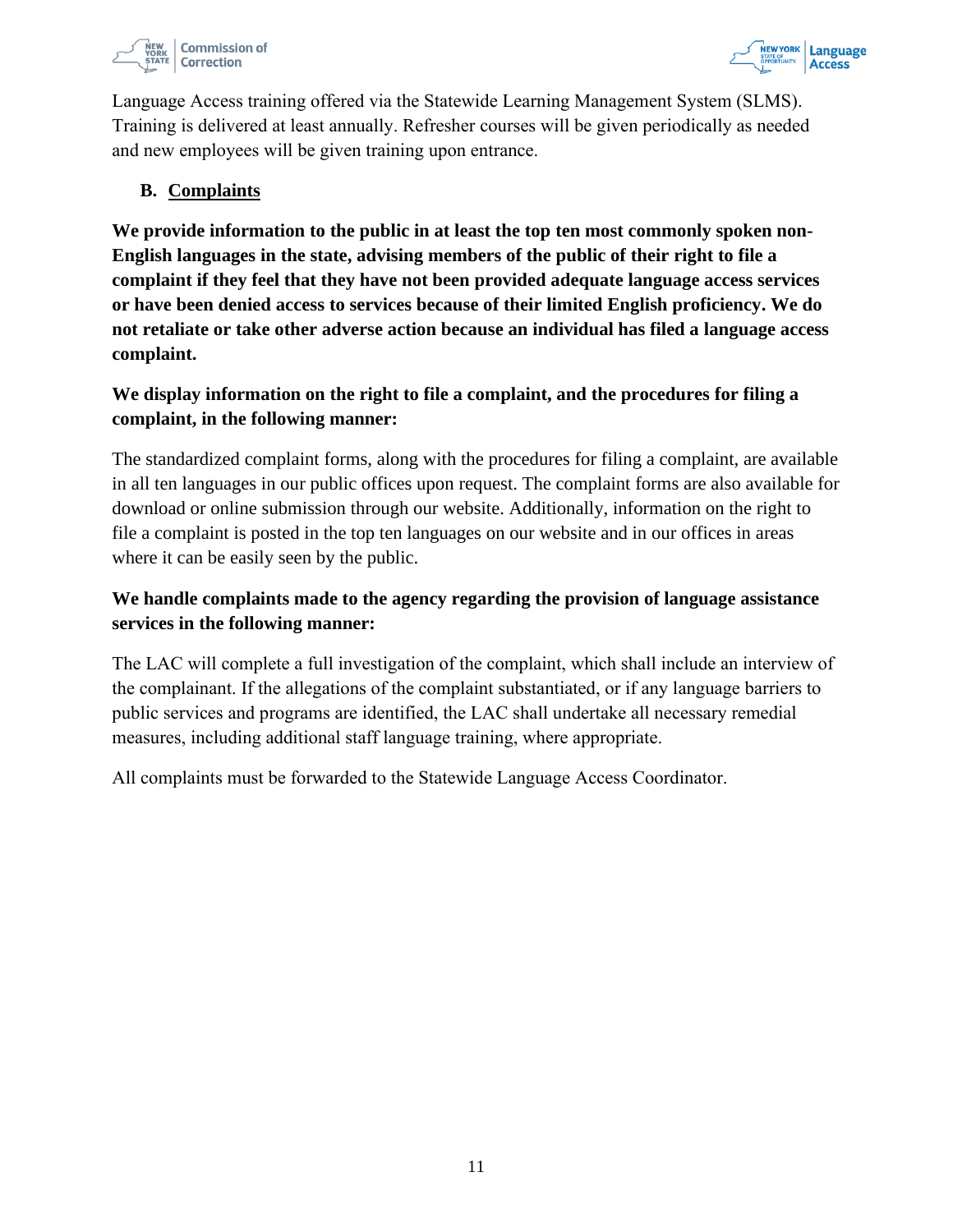Language Access training offered via the Statewide Learning Management System (SLMS). Training is delivered at least annually. Refresher courses will be given periodically as needed and new employees will be given training upon entrance.

### B. Complaints

**We provide information to the public in at least the top ten most commonly spoken non-English languages in the state, advising members of the public of their right to file a complaint if they feel that they have not been provided adequate language access services or have been denied access to services because of their limited English proficiency. We do not retaliate or take other adverse action because an individual has filed a language access complaint.**

**We display information on the right to file a complaint, and the procedures for filing a complaint, in the following manner:**

The standardized complaint forms, along with the procedures for filing a complaint, are available in all ten languages in our public offices upon request. The complaint forms are also available for download or online submission through our website. Additionally, information on the right to file a complaint is posted in the top ten languages on our website and in our offices in areas where it can be easily seen by the public.

**We handle complaints made to the agency regarding the provision of language assistance services in the following manner:**

The LAC will complete a full investigation of the complaint, which shall include an interview of the complainant. If the allegations of the complaint substantiated, or if any language barriers to public services and programs are identified, the LAC shall undertake all necessary remedial measures, including additional staff language training, where appropriate.

All complaints must be forwarded to the Statewide Language Access Coordinator.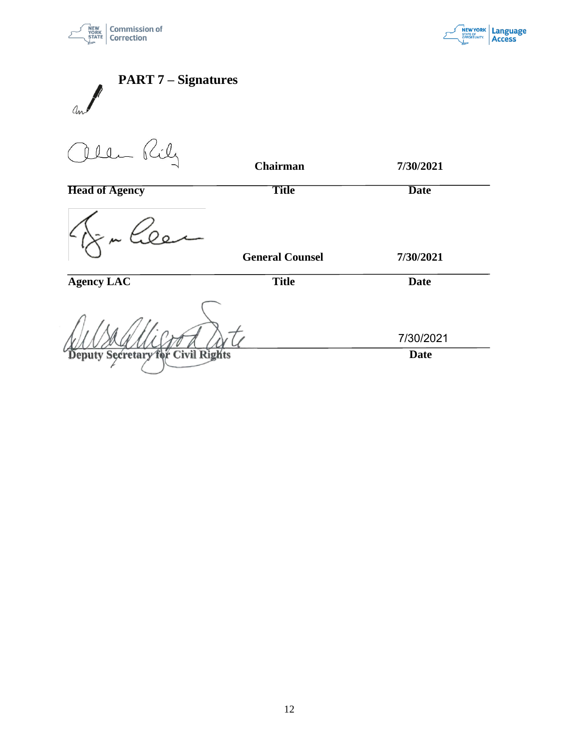## PART 7 – Signatures

| | | |
|---|---|---|
| | **Chairman** | **7/30/2021** |
| **Head of Agency** | **Title** | **Date** |
| | **General Counsel** | **7/30/2021** |
| **Agency LAC** | **Title** | **Date** |
| | | 7/30/2021 |
| **Deputy Secretary for Civil Rights** | | **Date** |